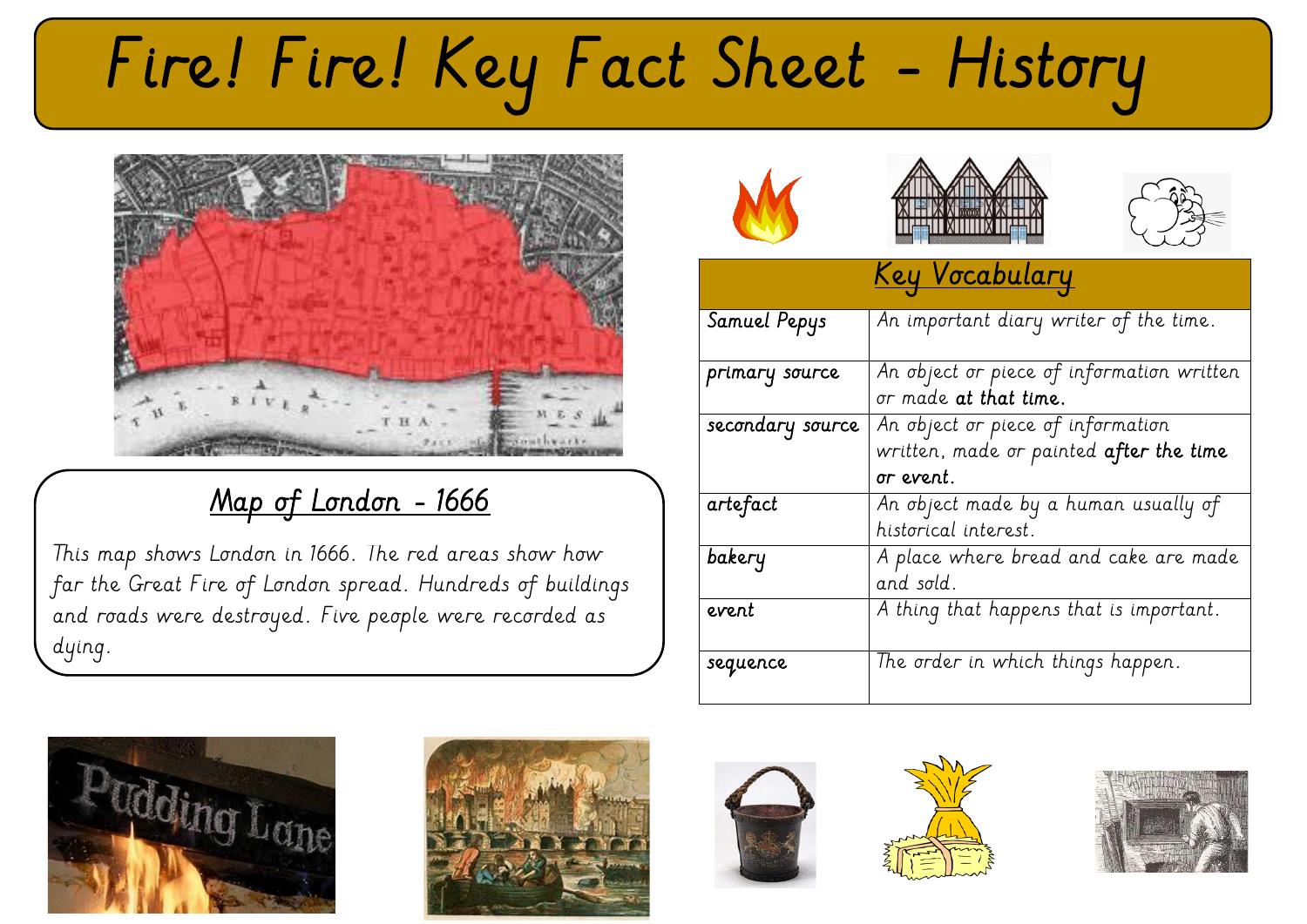# Fire! Fire! Key Fact Sheet - History

## Map of London - 1666

This map shows London in 1666. The red areas show how far the Great Fire of London spread. Hundreds of buildings and roads were destroyed. Five people were recorded as dying.

| Key Vocabulary | |
| --- | --- |
| Samuel Pepys | An important diary writer of the time. |
| primary source | An object or piece of information written or made **at that time.** |
| secondary source | An object or piece of information written, made or painted **after the time or event.** |
| artefact | An object made by a human usually of historical interest. |
| bakery | A place where bread and cake are made and sold. |
| event | A thing that happens that is important. |
| sequence | The order in which things happen. |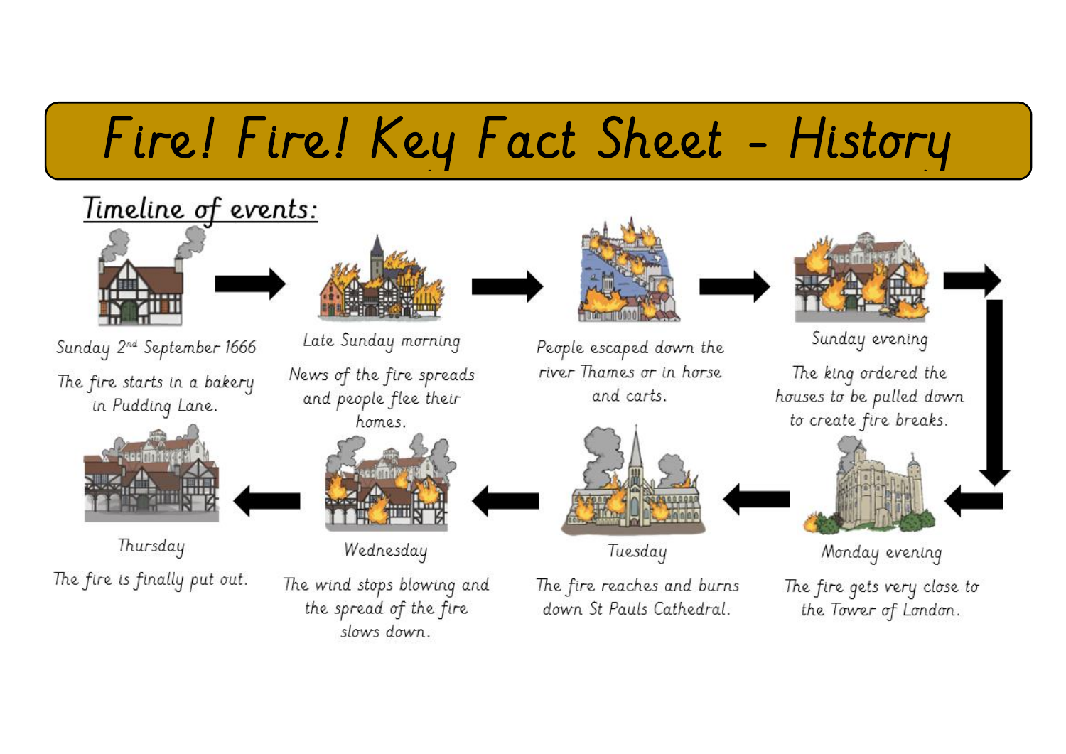# Fire! Fire! Key Fact Sheet - History

## Timeline of events:

1. **Sunday 2nd September 1666**
   The fire starts in a bakery in Pudding Lane.

2. **Late Sunday morning**
   News of the fire spreads and people flee their homes.

3. People escaped down the river Thames or in horse and carts.

4. **Sunday evening**
   The king ordered the houses to be pulled down to create fire breaks.

5. **Monday evening**
   The fire gets very close to the Tower of London.

6. **Tuesday**
   The fire reaches and burns down St Pauls Cathedral.

7. **Wednesday**
   The wind stops blowing and the spread of the fire slows down.

8. **Thursday**
   The fire is finally put out.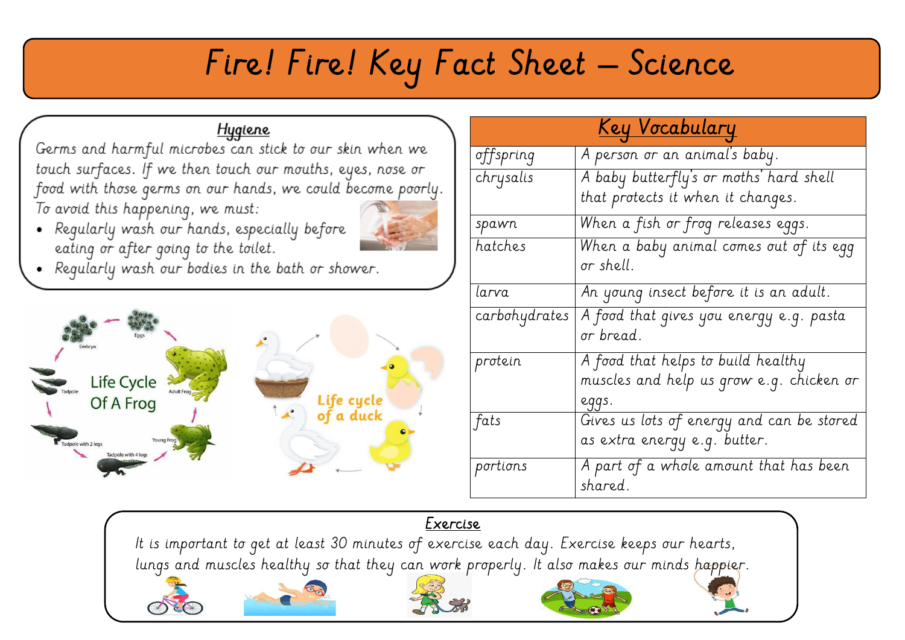# Fire! Fire! Key Fact Sheet – Science

## Hygiene

Germs and harmful microbes can stick to our skin when we touch surfaces. If we then touch our mouths, eyes, nose or food with those germs on our hands, we could become poorly. To avoid this happening, we must:

- Regularly wash our hands, especially before eating or after going to the toilet.
- Regularly wash our bodies in the bath or shower.

Life Cycle Of A Frog

Eggs, Embryo, Tadpole, Tadpole with 2 legs, Tadpole with 4 legs, Young Frog, Adult Frog

Life cycle of a duck

## Key Vocabulary

| Key Vocabulary | |
|---|---|
| offspring | A person or an animal's baby. |
| chrysalis | A baby butterfly's or moths' hard shell that protects it when it changes. |
| spawn | When a fish or frog releases eggs. |
| hatches | When a baby animal comes out of its egg or shell. |
| larva | An young insect before it is an adult. |
| carbohydrates | A food that gives you energy e.g. pasta or bread. |
| protein | A food that helps to build healthy muscles and help us grow e.g. chicken or eggs. |
| fats | Gives us lots of energy and can be stored as extra energy e.g. butter. |
| portions | A part of a whole amount that has been shared. |

## Exercise

It is important to get at least 30 minutes of exercise each day. Exercise keeps our hearts, lungs and muscles healthy so that they can work properly. It also makes our minds happier.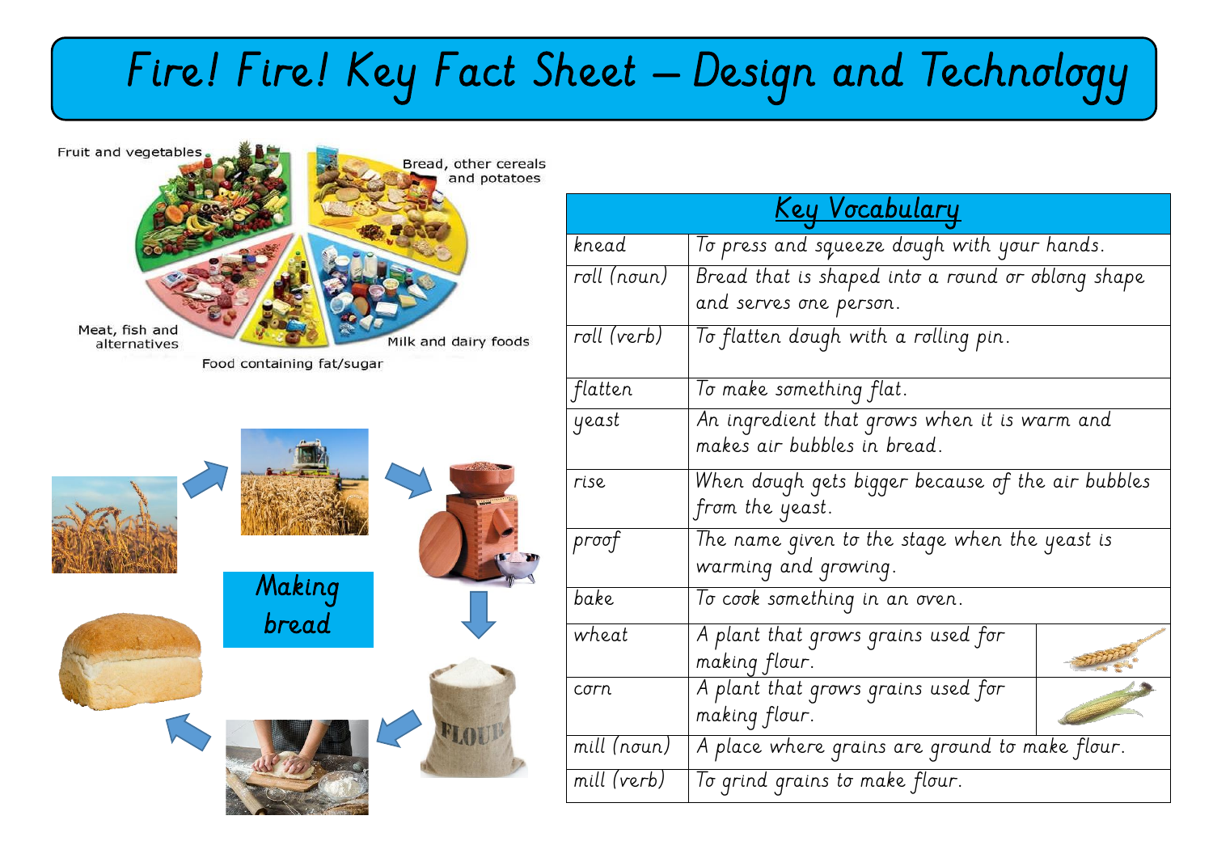# Fire! Fire! Key Fact Sheet – Design and Technology

Fruit and vegetables

Bread, other cereals and potatoes

Meat, fish and alternatives

Milk and dairy foods

Food containing fat/sugar

Making bread

| Key Vocabulary | |
|---|---|
| knead | To press and squeeze dough with your hands. |
| roll (noun) | Bread that is shaped into a round or oblong shape and serves one person. |
| roll (verb) | To flatten dough with a rolling pin. |
| flatten | To make something flat. |
| yeast | An ingredient that grows when it is warm and makes air bubbles in bread. |
| rise | When dough gets bigger because of the air bubbles from the yeast. |
| proof | The name given to the stage when the yeast is warming and growing. |
| bake | To cook something in an oven. |
| wheat | A plant that grows grains used for making flour. |
| corn | A plant that grows grains used for making flour. |
| mill (noun) | A place where grains are ground to make flour. |
| mill (verb) | To grind grains to make flour. |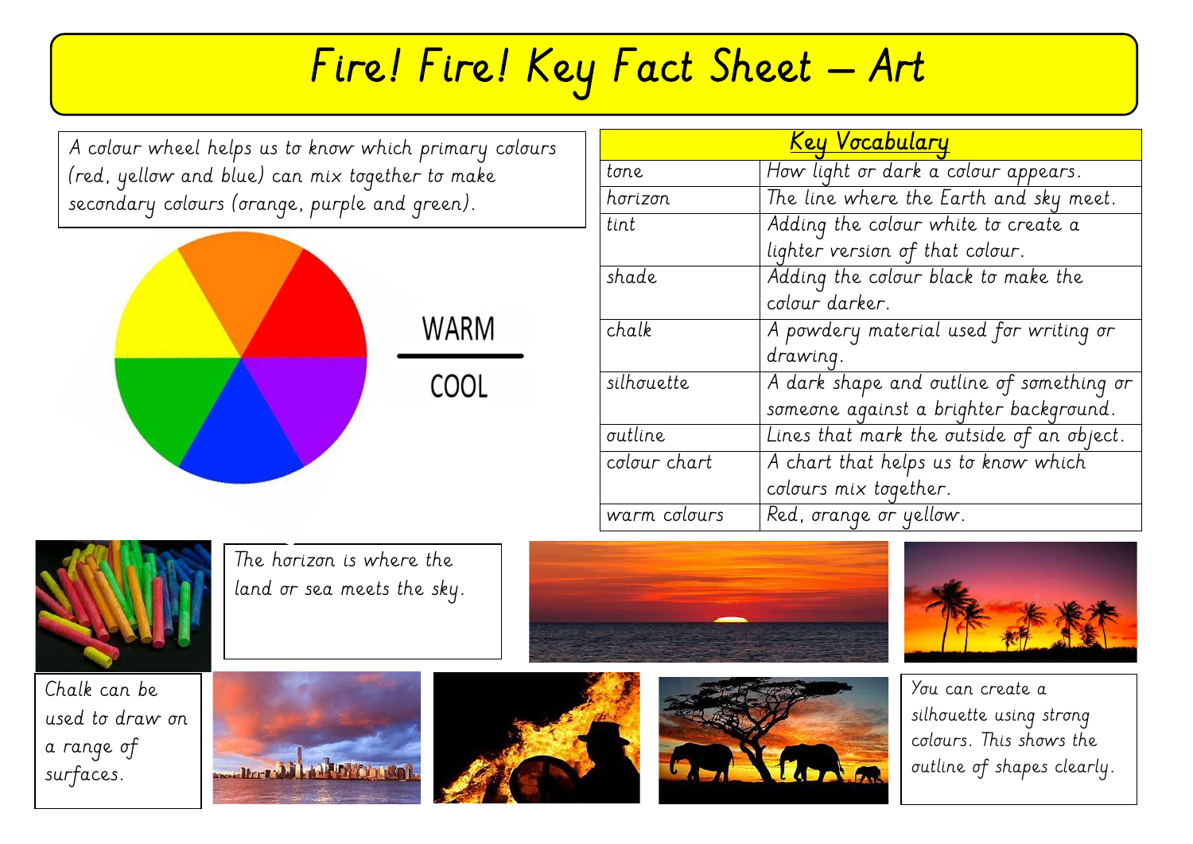# Fire! Fire! Key Fact Sheet – Art

A colour wheel helps us to know which primary colours (red, yellow and blue) can mix together to make secondary colours (orange, purple and green).

WARM

COOL

| Key Vocabulary | |
|---|---|
| tone | How light or dark a colour appears. |
| horizon | The line where the Earth and sky meet. |
| tint | Adding the colour white to create a lighter version of that colour. |
| shade | Adding the colour black to make the colour darker. |
| chalk | A powdery material used for writing or drawing. |
| silhouette | A dark shape and outline of something or someone against a brighter background. |
| outline | Lines that mark the outside of an object. |
| colour chart | A chart that helps us to know which colours mix together. |
| warm colours | Red, orange or yellow. |

The horizon is where the land or sea meets the sky.

Chalk can be used to draw on a range of surfaces.

You can create a silhouette using strong colours. This shows the outline of shapes clearly.